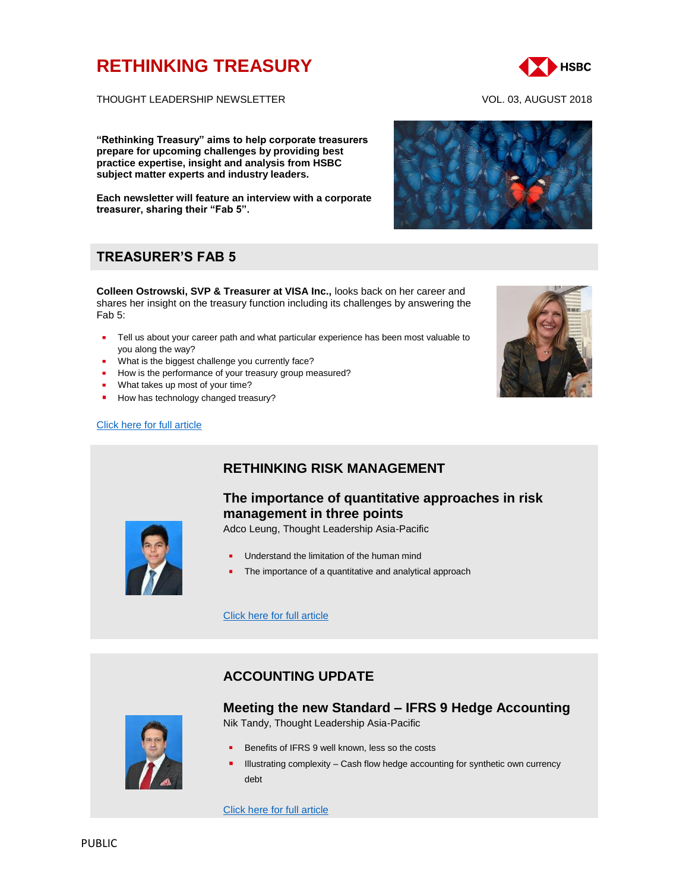# RETHINKING TREASURY

THOUGHT LEADERSHIP NEWSLETTER

VOL. 03, AUGUST 2018

**"Rethinking Treasury" aims to help corporate treasurers prepare for upcoming challenges by providing best practice expertise, insight and analysis from HSBC subject matter experts and industry leaders.**

**Each newsletter will feature an interview with a corporate treasurer, sharing their "Fab 5".**

## TREASURER'S FAB 5

**Colleen Ostrowski, SVP & Treasurer at VISA Inc.,** looks back on her career and shares her insight on the treasury function including its challenges by answering the Fab 5:

- Tell us about your career path and what particular experience has been most valuable to you along the way?
- What is the biggest challenge you currently face?
- How is the performance of your treasury group measured?
- What takes up most of your time?
- How has technology changed treasury?

Click here for full article

## RETHINKING RISK MANAGEMENT

### The importance of quantitative approaches in risk management in three points

Adco Leung, Thought Leadership Asia-Pacific

- Understand the limitation of the human mind
- The importance of a quantitative and analytical approach

Click here for full article

## ACCOUNTING UPDATE

### Meeting the new Standard – IFRS 9 Hedge Accounting

Nik Tandy, Thought Leadership Asia-Pacific

- Benefits of IFRS 9 well known, less so the costs
- Illustrating complexity – Cash flow hedge accounting for synthetic own currency debt

Click here for full article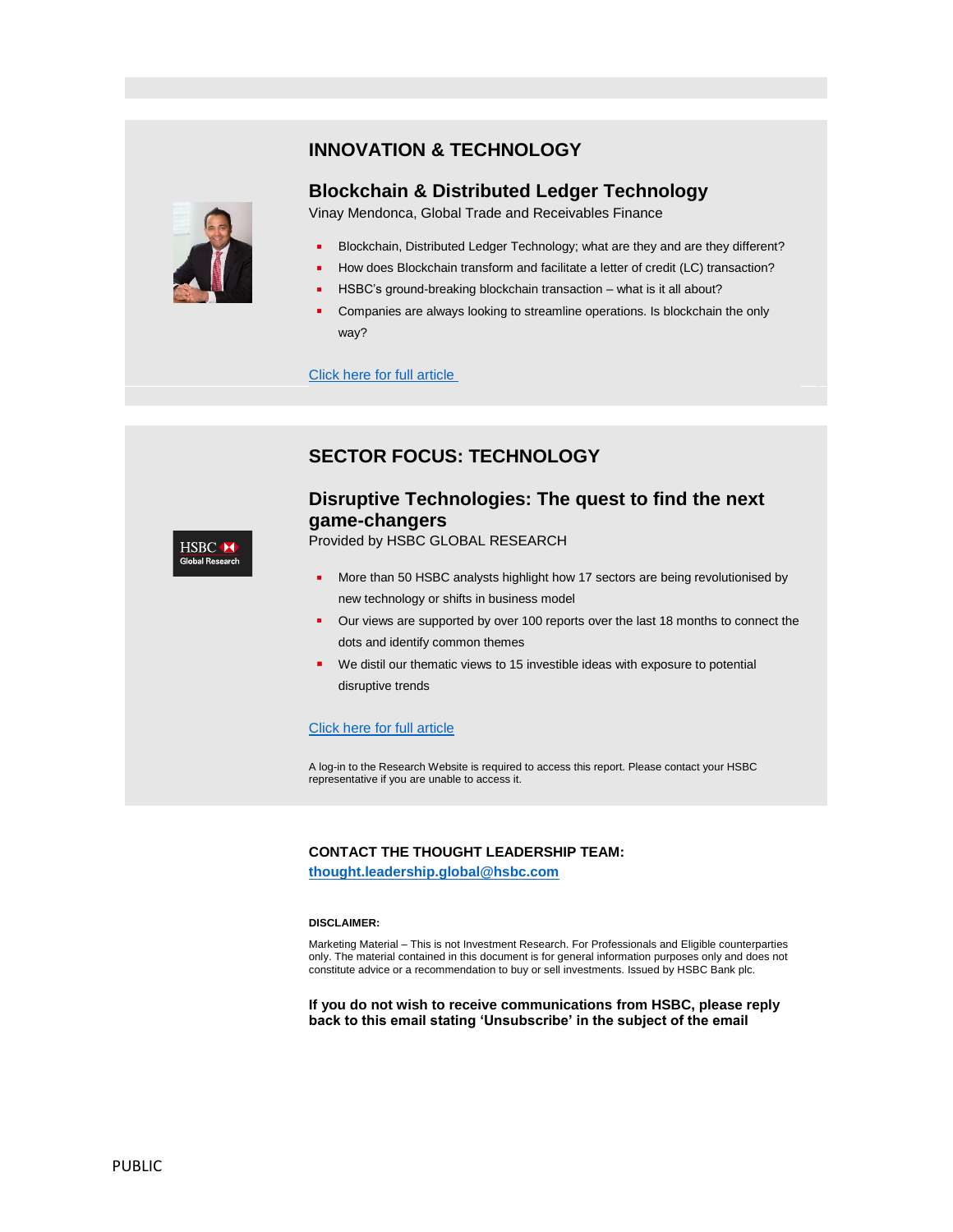## INNOVATION & TECHNOLOGY

### Blockchain & Distributed Ledger Technology

Vinay Mendonca, Global Trade and Receivables Finance

- Blockchain, Distributed Ledger Technology; what are they and are they different?
- How does Blockchain transform and facilitate a letter of credit (LC) transaction?
- HSBC's ground-breaking blockchain transaction – what is it all about?
- Companies are always looking to streamline operations. Is blockchain the only way?

Click here for full article

## SECTOR FOCUS: TECHNOLOGY

### Disruptive Technologies: The quest to find the next game-changers

Provided by HSBC GLOBAL RESEARCH

- More than 50 HSBC analysts highlight how 17 sectors are being revolutionised by new technology or shifts in business model
- Our views are supported by over 100 reports over the last 18 months to connect the dots and identify common themes
- We distil our thematic views to 15 investible ideas with exposure to potential disruptive trends

Click here for full article

A log-in to the Research Website is required to access this report. Please contact your HSBC representative if you are unable to access it.

**CONTACT THE THOUGHT LEADERSHIP TEAM:**
**thought.leadership.global@hsbc.com**

**DISCLAIMER:**

Marketing Material – This is not Investment Research. For Professionals and Eligible counterparties only. The material contained in this document is for general information purposes only and does not constitute advice or a recommendation to buy or sell investments. Issued by HSBC Bank plc.

**If you do not wish to receive communications from HSBC, please reply back to this email stating 'Unsubscribe' in the subject of the email**

PUBLIC